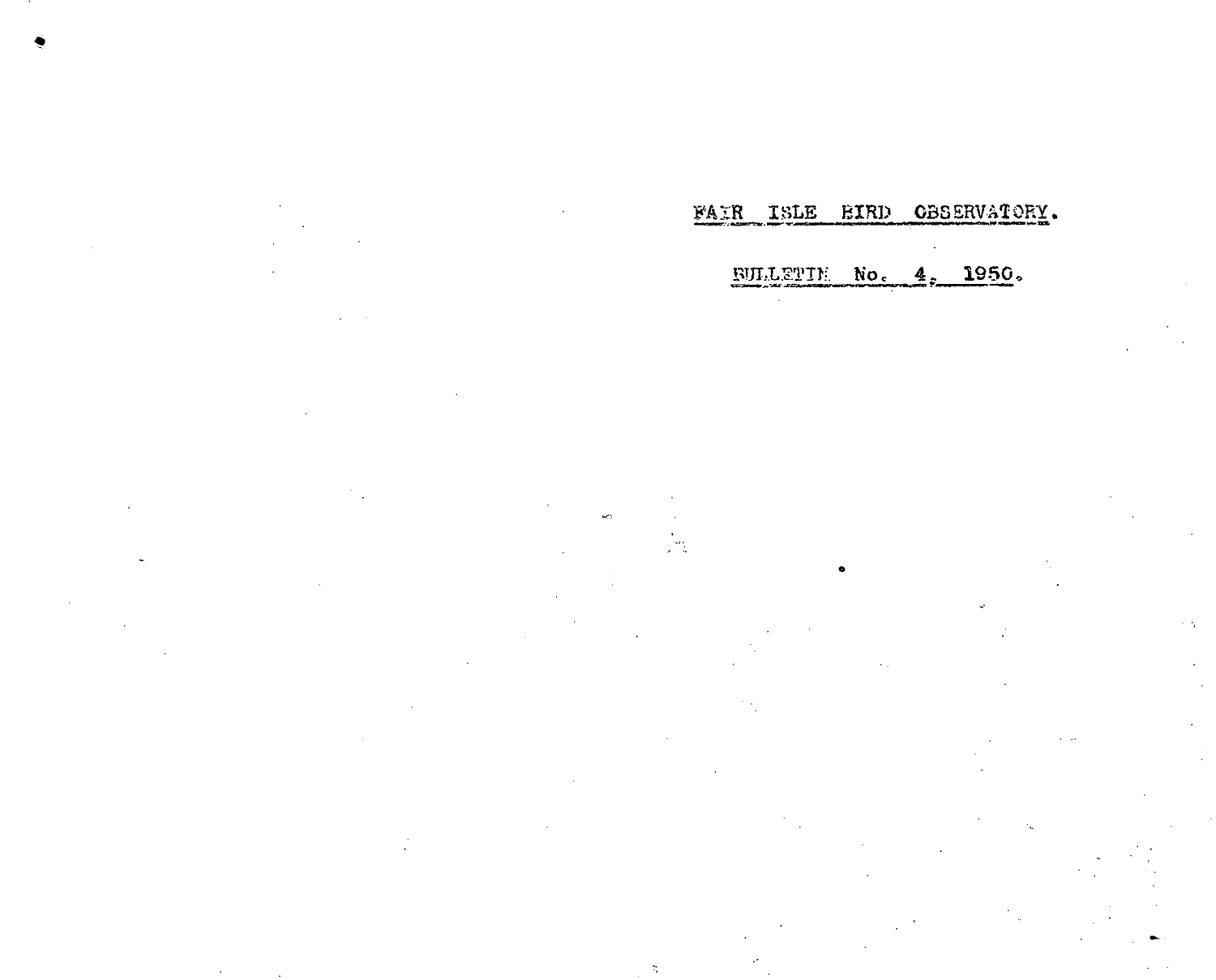# FAIR ISLE BIRD OBSERVATORY.

## BULLETIN No. 4, 1950.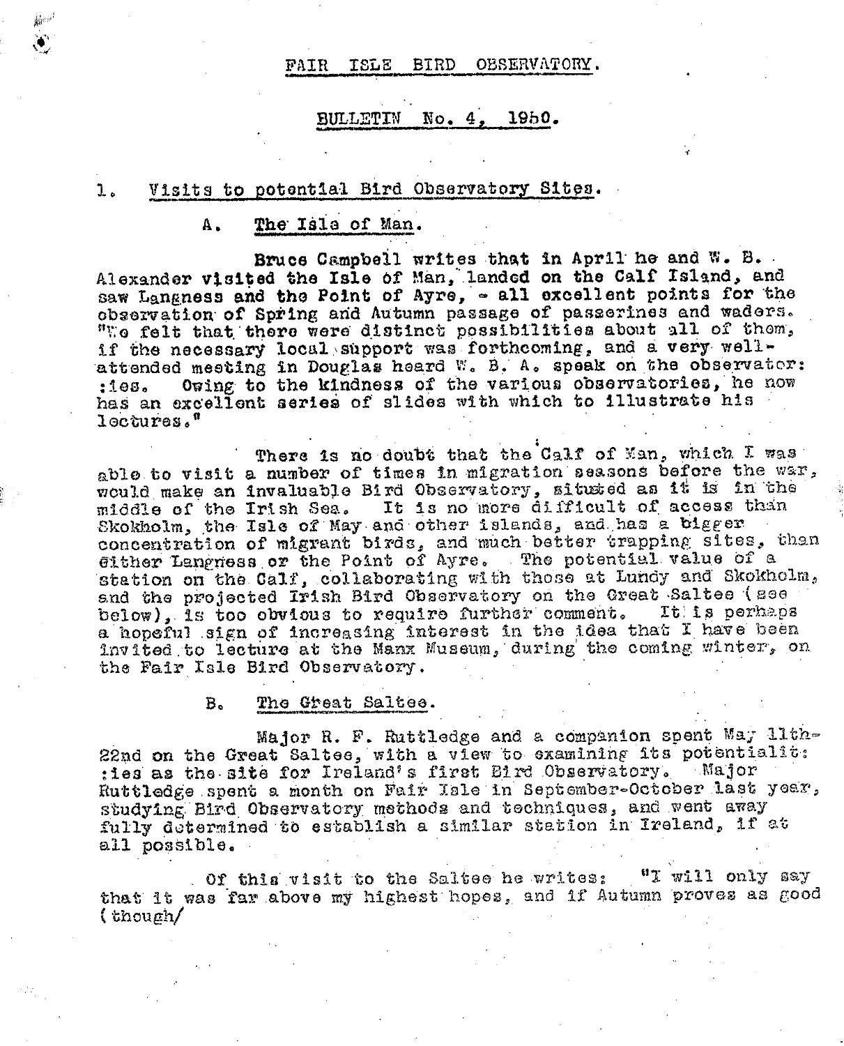# FAIR ISLE BIRD OBSERVATORY.

## BULLETIN No. 4, 1950.

### 1. Visits to potential Bird Observatory Sites.

#### A. The Isle of Man.

**Bruce Campbell writes that in April he and W. B. Alexander visited the Isle of Man, landed on the Calf Island, and saw Langness and the Point of Ayre,** - all excellent points for the observation of Spring and Autumn passage of passerines and waders. "We felt that there were distinct possibilities about all of them, if the necessary local support was forthcoming, and a very well-attended meeting in Douglas heard W. B. A. speak on the observatories. Owing to the kindness of the various observatories, he now has an excellent series of slides with which to illustrate his lectures."

There is no doubt that the Calf of Man, which I was able to visit a number of times in migration seasons before the war, would make an invaluable Bird Observatory, situated as it is in the middle of the Irish Sea. It is no more difficult of access than Skokholm, the Isle of May and other islands, and has a bigger concentration of migrant birds, and much better trapping sites, than either Langness or the Point of Ayre. The potential value of a station on the Calf, collaborating with those at Lundy and Skokholm, and the projected Irish Bird Observatory on the Great Saltee (see below), is too obvious to require further comment. It is perhaps a hopeful sign of increasing interest in the idea that I have been invited to lecture at the Manx Museum, during the coming winter, on the Fair Isle Bird Observatory.

#### B. The Great Saltee.

Major R. F. Ruttledge and a companion spent May 11th-22nd on the Great Saltee, with a view to examining its potentialities as the site for Ireland's first Bird Observatory. Major Ruttledge spent a month on Fair Isle in September-October last year, studying Bird Observatory methods and techniques, and went away fully determined to establish a similar station in Ireland, if at all possible.

Of this visit to the Saltee he writes: "I will only say that it was far above my highest hopes, and if Autumn proves as good (though/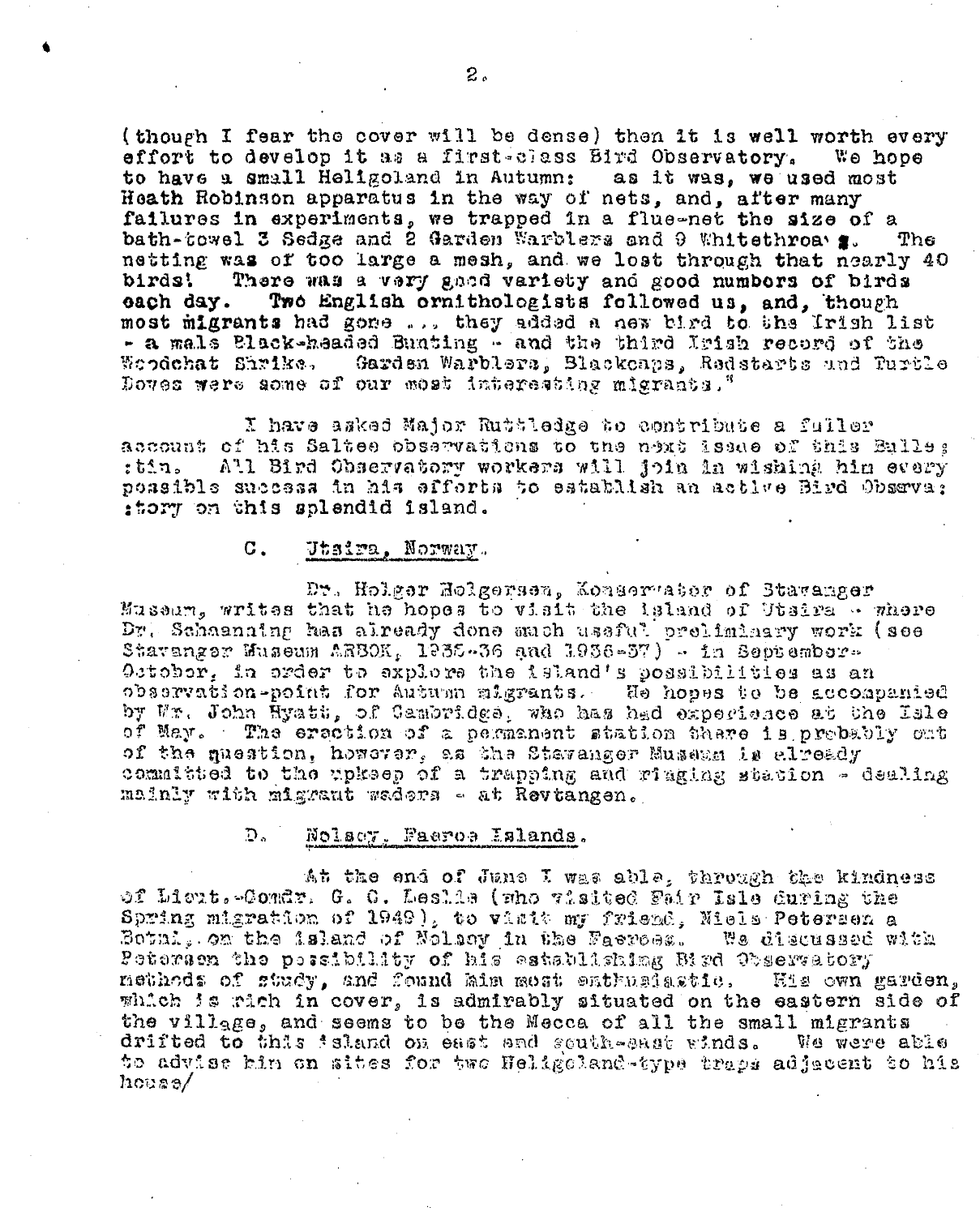(though I fear the cover will be dense) then it is well worth every effort to develop it as a first-class Bird Observatory. We hope to have a small Heligoland in Autumn: as it was, we used most Heath Robinson apparatus in the way of nets, and, after many failures in experiments, we trapped in a flue-net the size of a bath-towel 3 Sedge and 2 Garden Warblers and 9 Whitethroats. The netting was of too large a mesh, and we lost through that nearly 40 birds! There was a very good variety and good numbers of birds each day. Two English ornithologists followed us, and, though most migrants had gone ... they added a new bird to the Irish list - a male Black-headed Bunting - and the third Irish record of the Woodchat Shrike. Garden Warblers, Blackcaps, Redstarts and Turtle Doves were some of our most interesting migrants."

I have asked Major Ruttledge to contribute a fuller account of his Saltee observations to the next issue of this Bulletin. All Bird Observatory workers will join in wishing him every possible success in his efforts to establish an active Bird Observatory on this splendid island.

### C. Utsira, Norway.

Dr. Holger Holgersen, Konservator of Stavanger Museum, writes that he hopes to visit the island of Utsira - where Dr. Schaanning has already done much useful preliminary work (see Stavanger Museum ARBOK, 1935-36 and 1936-37) - in September-October, in order to explore the island's possibilities as an observation-point for Autumn migrants. He hopes to be accompanied by Mr. John Hyatt, of Cambridge, who has had experience at the Isle of May. The erection of a permanent station there is probably out of the question, however, as the Stavanger Museum is already committed to the upkeep of a trapping and ringing station - dealing mainly with migrant waders - at Revtangen.

### D. Nolsoy, Faeroe Islands.

At the end of June I was able, through the kindness of Lieut.-Comdr. G. C. Leslie (who visited Fair Isle during the Spring migration of 1949), to visit my friend, Niels Petersen a Botni, on the island of Nolsoy in the Faeroes. We discussed with Petersen the possibility of his establishing Bird Observatory methods of study, and found him most enthusiastic. His own garden, which is rich in cover, is admirably situated on the eastern side of the village, and seems to be the Mecca of all the small migrants drifted to this island on east and south-east winds. We were able to advise him on sites for two Heligoland-type traps adjacent to his house/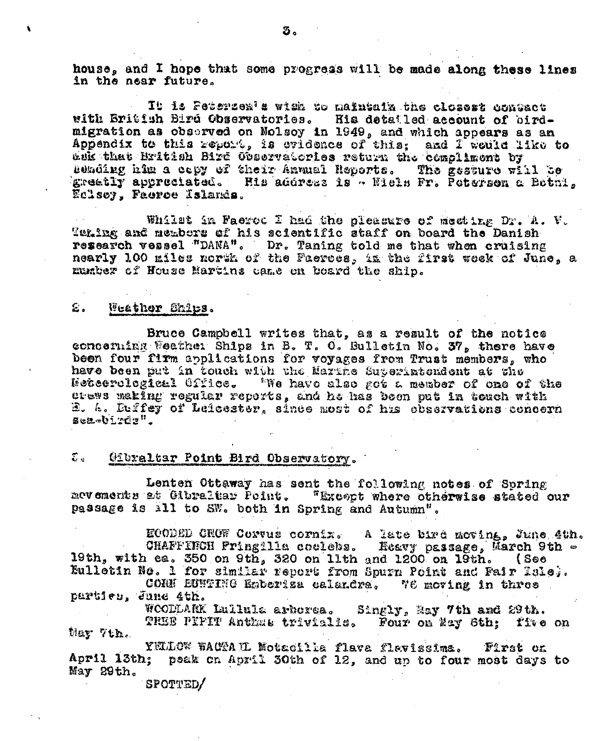house, and I hope that some progress will be made along these lines in the near future.

It is Petersen's wish to maintain the closest contact with British Bird Observatories. His detailed account of bird-migration as observed on Nolsoy in 1949, and which appears as an Appendix to this report, is evidence of this; and I would like to ask that British Bird Observatories return the compliment by sending him a copy of their Annual Reports. The gesture will be greatly appreciated. His address is - Niels Fr. Petersen a Botni, Nolsoy, Faeroe Islands.

Whilst in Faeroe I had the pleasure of meeting Dr. A. V. Taning and members of his scientific staff on board the Danish research vessel "DANA". Dr. Taning told me that when cruising nearly 100 miles north of the Faeroes, in the first week of June, a number of House Martins came on board the ship.

## 2. Weather Ships.

Bruce Campbell writes that, as a result of the notice concerning Weather Ships in B. T. O. Bulletin No. 37, there have been four firm applications for voyages from Trust members, who have been put in touch with the Marine Superintendent at the Meteorological Office. "We have also got a member of one of the crews making regular reports, and he has been put in touch with E. A. Duffey of Leicester, since most of his observations concern sea-birds".

## 3. Gibraltar Point Bird Observatory.

Lenten Ottaway has sent the following notes of Spring movements at Gibraltar Point. "Except where otherwise stated our passage is all to SW. both in Spring and Autumn".

HOODED CROW Corvus cornix. A late bird moving, June 4th.

CHAFFINCH Fringilla coelebs. Heavy passage, March 9th - 19th, with ca. 350 on 9th, 320 on 11th and 1200 on 19th. (See Bulletin No. 1 for similar report from Spurn Point and Fair Isle).

CORN BUNTING Emberiza calandra. 76 moving in three parties, June 4th.

WOODLARK Lullula arborea. Singly, May 7th and 29th.

TREE PIPIT Anthus trivialis. Four on May 6th; five on May 7th.

YELLOW WAGTAIL Motacilla flava flavissima. First on April 13th; peak on April 30th of 12, and up to four most days to May 29th.

SPOTTED/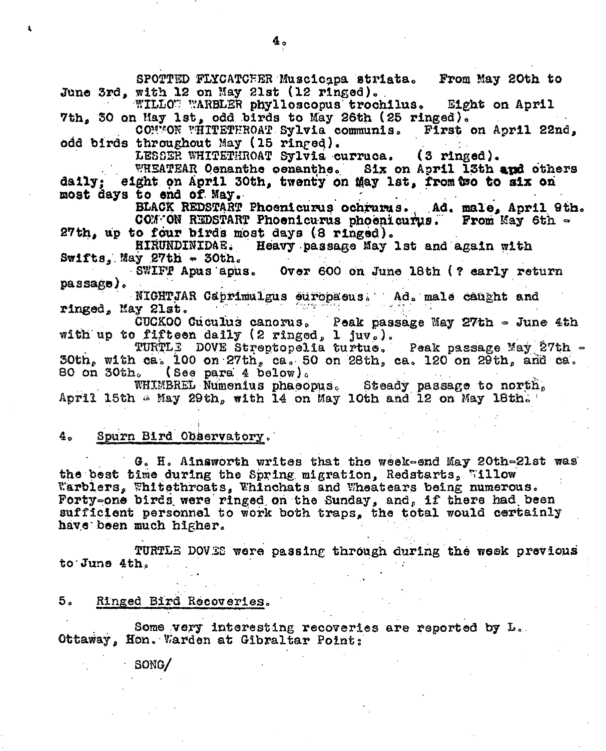SPOTTED FLYCATCHER Muscicapa striata. From May 20th to June 3rd, with 12 on May 21st (12 ringed).

WILLOW WARBLER phylloscopus trochilus. Eight on April 7th, 30 on May 1st, odd birds to May 26th (25 ringed).

COMMON WHITETHROAT Sylvia communis. First on April 22nd, odd birds throughout May (15 ringed).

LESSER WHITETHROAT Sylvia curruca. (3 ringed).

WHEATEAR Oenanthe oenanthe. Six on April 13th and others daily; eight on April 30th, twenty on May 1st, from two to six on most days to end of May.

BLACK REDSTART Phoenicurus ochrurus. Ad. male, April 9th.

COMMON REDSTART Phoenicurus phoenicurus. From May 6th - 27th, up to four birds most days (8 ringed).

HIRUNDINIDAE. Heavy passage May 1st and again with Swifts, May 27th - 30th.

SWIFT Apus apus. Over 600 on June 18th (? early return passage).

NIGHTJAR Caprimulgus europaeus. Ad. male caught and ringed, May 21st.

CUCKOO Cuculus canorus. Peak passage May 27th - June 4th with up to fifteen daily (2 ringed, 1 juv.).

TURTLE DOVE Streptopelia turtur. Peak passage May 27th - 30th, with ca. 100 on 27th, ca. 50 on 28th, ca. 120 on 29th, and ca. 80 on 30th. (See para 4 below).

WHIMBREL Numenius phaeopus. Steady passage to north, April 15th - May 29th, with 14 on May 10th and 12 on May 18th.

## 4. Spurn Bird Observatory.

G. H. Ainsworth writes that the week-end May 20th-21st was the best time during the Spring migration, Redstarts, Willow Warblers, Whitethroats, Whinchats and Wheatears being numerous. Forty-one birds were ringed on the Sunday, and, if there had been sufficient personnel to work both traps, the total would certainly have been much higher.

TURTLE DOVES were passing through during the week previous to June 4th.

## 5. Ringed Bird Recoveries.

Some very interesting recoveries are reported by L. Ottaway, Hon. Warden at Gibraltar Point:

SONG/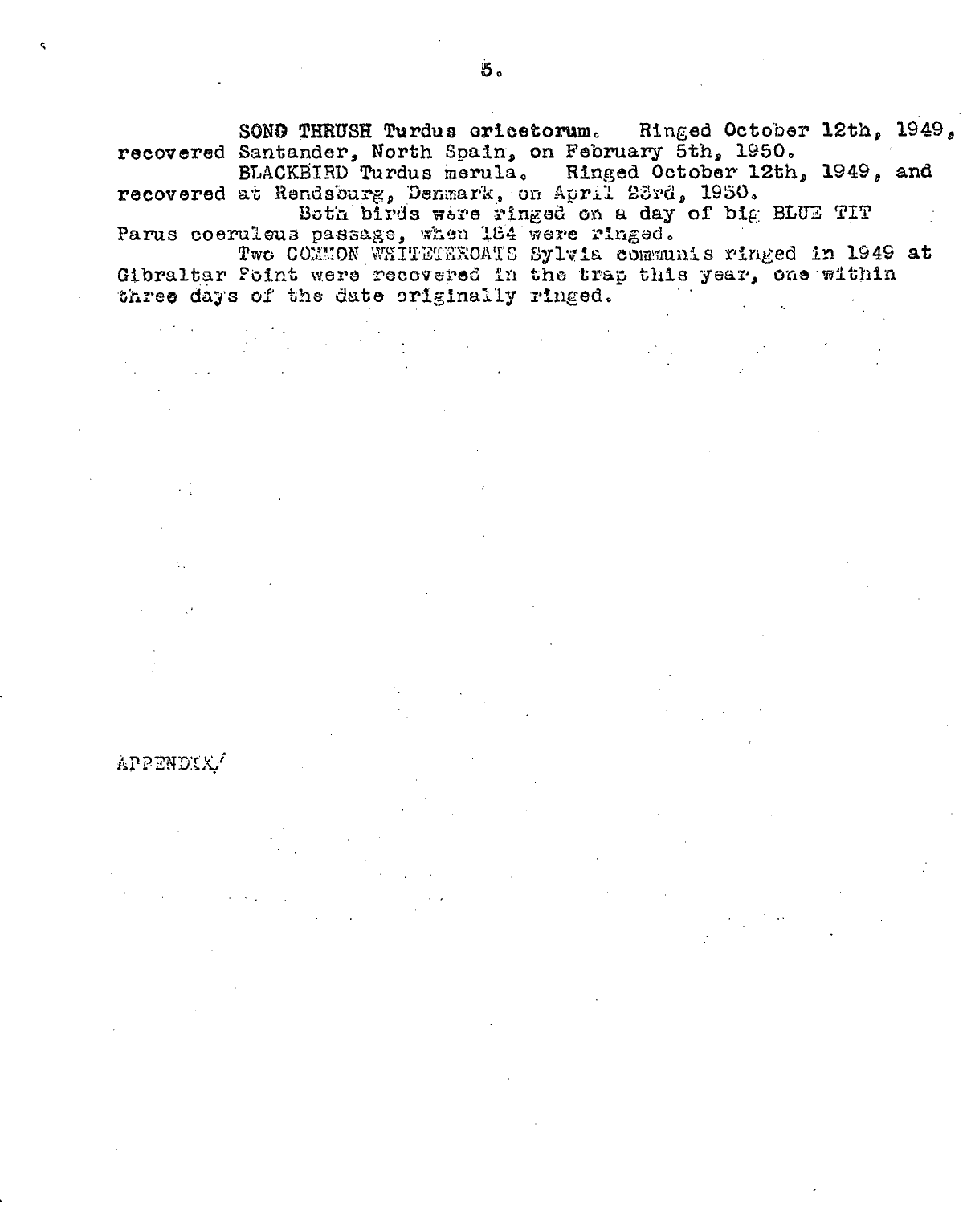**SONG THRUSH Turdus ericetorum.** Ringed October 12th, 1949, recovered Santander, North Spain, on February 5th, 1950.

BLACKBIRD Turdus merula. Ringed October 12th, 1949, and recovered at Rendsburg, Denmark, on April 23rd, 1950.

Both birds were ringed on a day of big BLUE TIT Parus coeruleus passage, when 184 were ringed.

Two COMMON WHITETHROATS Sylvia communis ringed in 1949 at Gibraltar Point were recovered in the trap this year, one within three days of the date originally ringed.

APPENDIX/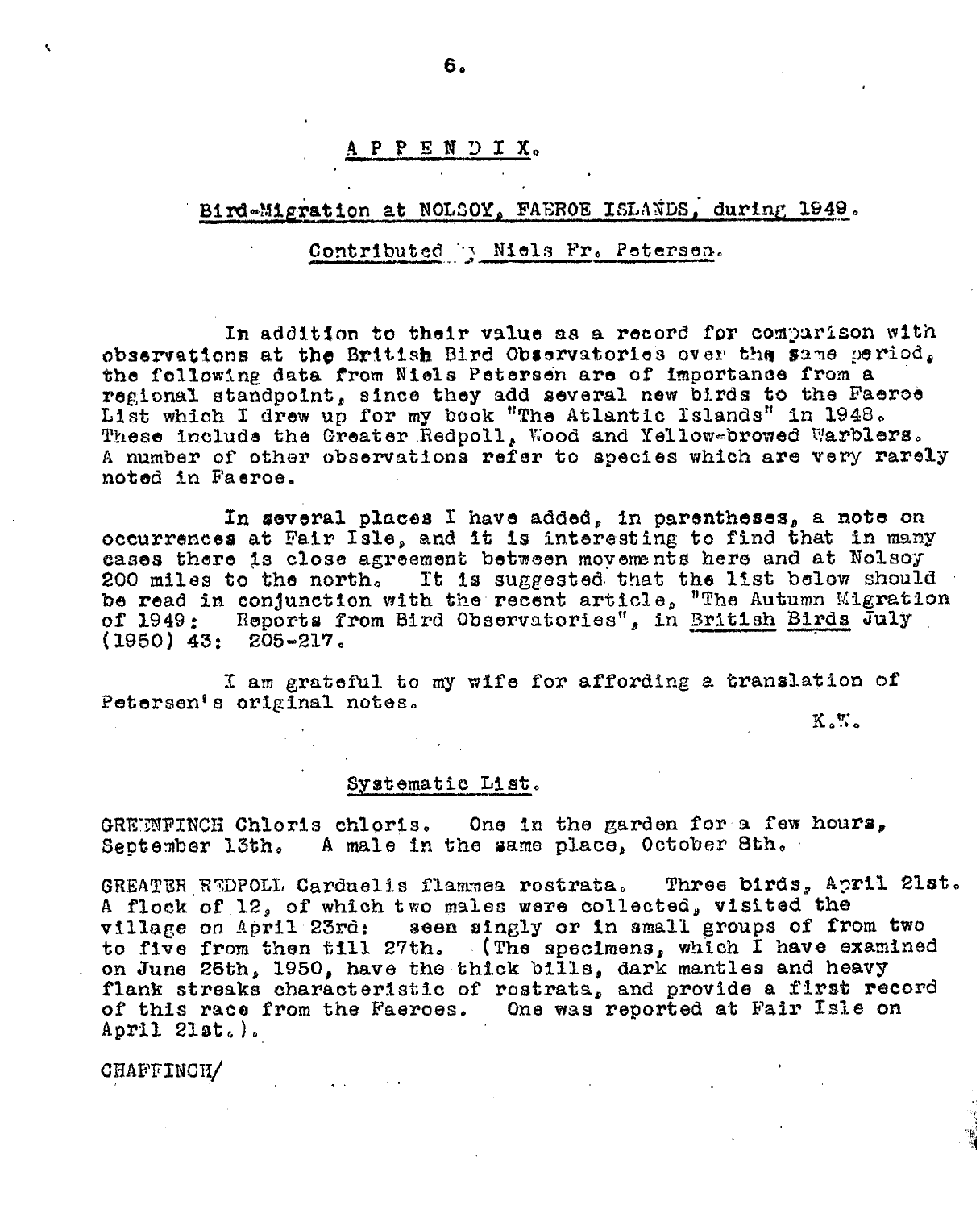# APPENDIX.

## Bird-Migration at NOLSOY, FAEROE ISLANDS, during 1949.

Contributed by Niels Fr. Petersen.

In addition to their value as a record for comparison with observations at the British Bird Observatories over the same period, the following data from Niels Petersen are of importance from a regional standpoint, since they add several new birds to the Faeroe List which I drew up for my book "The Atlantic Islands" in 1948. These include the Greater Redpoll, Wood and Yellow-browed Warblers. A number of other observations refer to species which are very rarely noted in Faeroe.

In several places I have added, in parentheses, a note on occurrences at Fair Isle, and it is interesting to find that in many cases there is close agreement between movements here and at Nolsoy 200 miles to the north. It is suggested that the list below should be read in conjunction with the recent article, "The Autumn Migration of 1949: Reports from Bird Observatories", in British Birds July (1950) 43: 205-217.

I am grateful to my wife for affording a translation of Petersen's original notes.

K.W.

### Systematic List.

GREENFINCH Chloris chloris. One in the garden for a few hours, September 13th. A male in the same place, October 8th.

GREATER REDPOLL Carduelis flammea rostrata. Three birds, April 21st. A flock of 12, of which two males were collected, visited the village on April 23rd: seen singly or in small groups of from two to five from then till 27th. (The specimens, which I have examined on June 26th, 1950, have the thick bills, dark mantles and heavy flank streaks characteristic of rostrata, and provide a first record of this race from the Faeroes. One was reported at Fair Isle on April 21st.).

CHAFFINCH/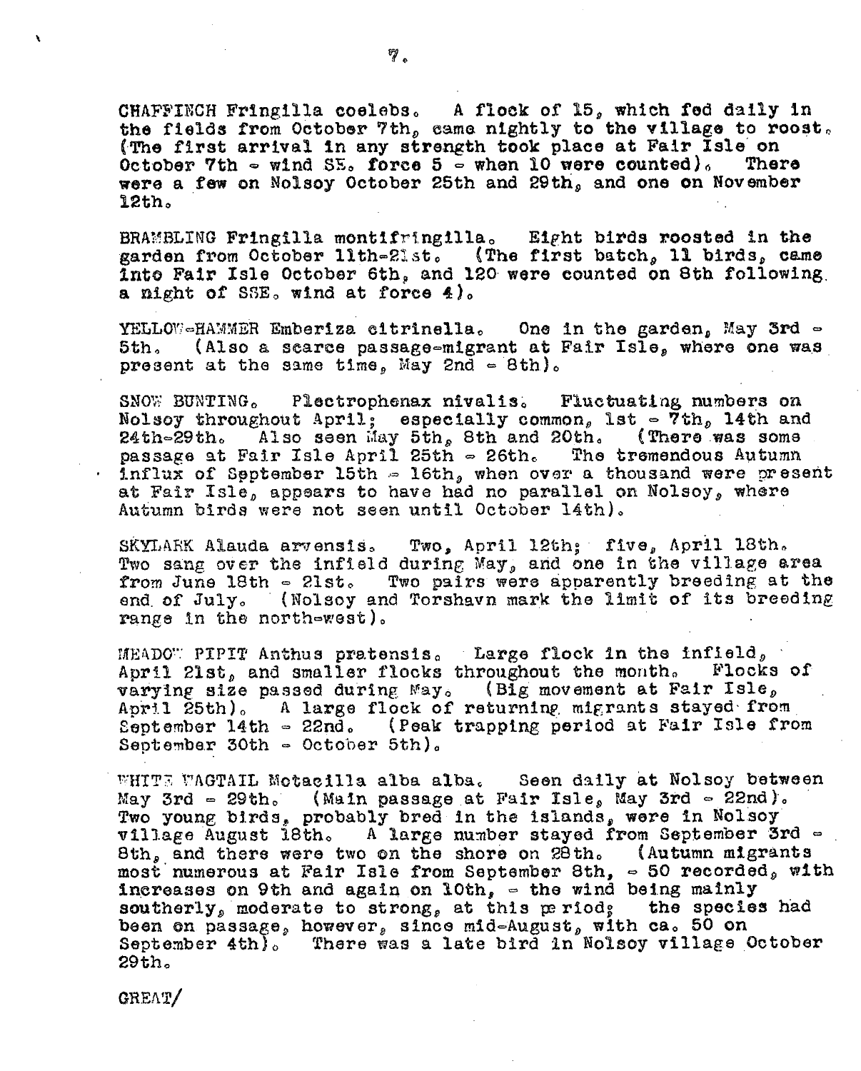CHAFFINCH Fringilla coelebs. A flock of 15, which fed daily in the fields from October 7th, came nightly to the village to roost. (The first arrival in any strength took place at Fair Isle on October 7th - wind SE. force 5 - when 10 were counted). There were a few on Nolsoy October 25th and 29th, and one on November 12th.

BRAMBLING Fringilla montifringilla. Eight birds roosted in the garden from October 11th-21st. (The first batch, 11 birds, came into Fair Isle October 6th, and 120 were counted on 8th following a night of SSE. wind at force 4).

YELLOW-HAMMER Emberiza citrinella. One in the garden, May 3rd - 5th. (Also a scarce passage-migrant at Fair Isle, where one was present at the same time, May 2nd - 8th).

SNOW BUNTING. Plectrophenax nivalis. Fluctuating numbers on Nolsoy throughout April; especially common, 1st - 7th, 14th and 24th-29th. Also seen May 5th, 8th and 20th. (There was some passage at Fair Isle April 25th - 26th. The tremendous Autumn influx of September 15th - 16th, when over a thousand were present at Fair Isle, appears to have had no parallel on Nolsoy, where Autumn birds were not seen until October 14th).

SKYLARK Alauda arvensis. Two, April 12th; five, April 18th. Two sang over the infield during May, and one in the village area from June 18th - 21st. Two pairs were apparently breeding at the end of July. (Nolsoy and Torshavn mark the limit of its breeding range in the north-west).

MEADOW PIPIT Anthus pratensis. Large flock in the infield, April 21st, and smaller flocks throughout the month. Flocks of varying size passed during May. (Big movement at Fair Isle, April 25th). A large flock of returning migrants stayed from September 14th - 22nd. (Peak trapping period at Fair Isle from September 30th - October 5th).

WHITE WAGTAIL Motacilla alba alba. Seen daily at Nolsoy between May 3rd - 29th. (Main passage at Fair Isle, May 3rd - 22nd). Two young birds, probably bred in the islands, were in Nolsoy village August 18th. A large number stayed from September 3rd - 8th, and there were two on the shore on 28th. (Autumn migrants most numerous at Fair Isle from September 8th, - 50 recorded, with increases on 9th and again on 10th, - the wind being mainly southerly, moderate to strong, at this period; the species had been on passage, however, since mid-August, with ca. 50 on September 4th). There was a late bird in Nolsoy village October 29th.

GREAT/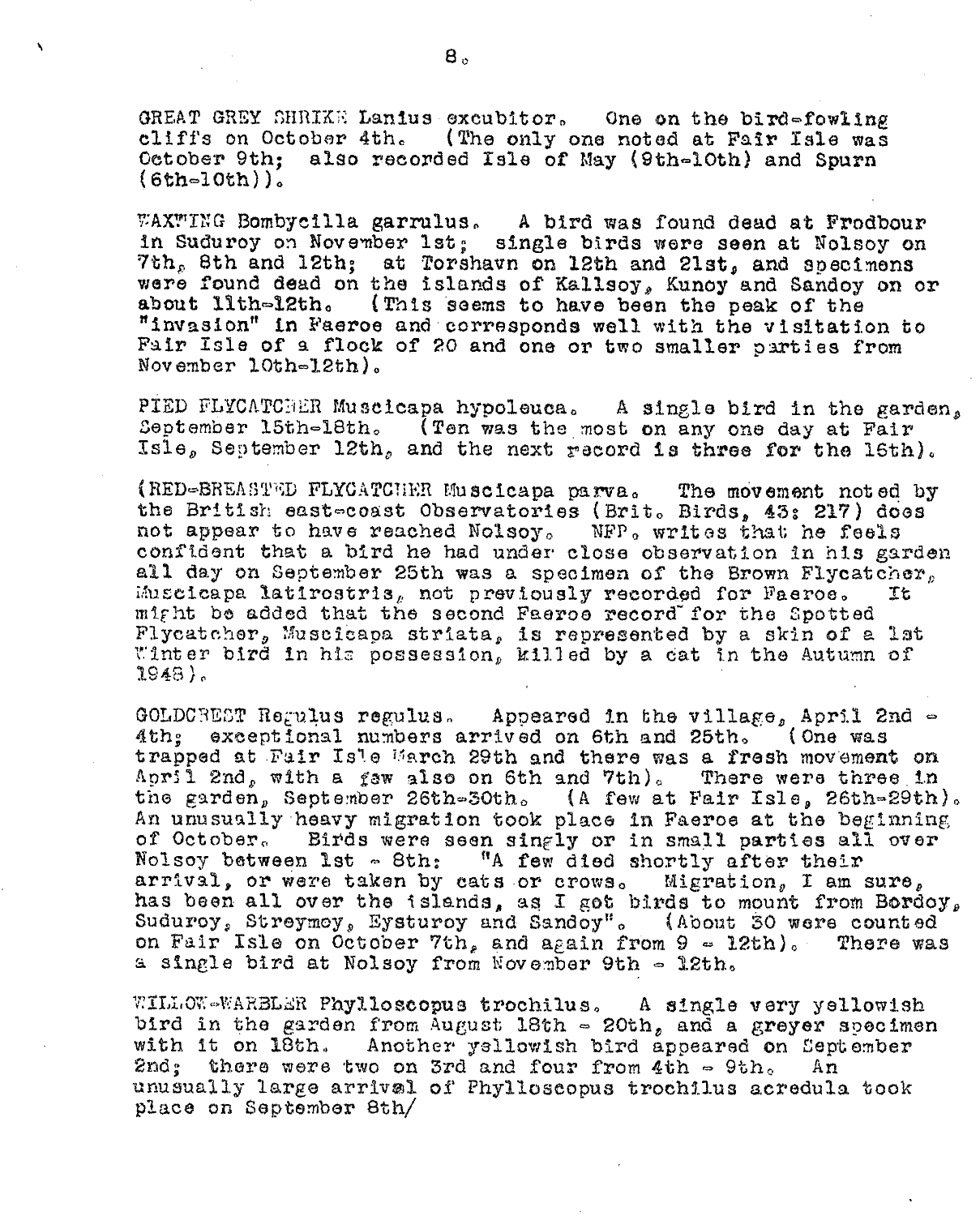GREAT GREY SHRIKE Lanius excubitor. One on the bird-fowling cliffs on October 4th. (The only one noted at Fair Isle was October 9th; also recorded Isle of May (9th-10th) and Spurn (6th-10th)).

WAXWING Bombycilla garrulus. A bird was found dead at Frodbour in Suduroy on November 1st; single birds were seen at Nolsoy on 7th, 8th and 12th; at Torshavn on 12th and 21st, and specimens were found dead on the islands of Kallsoy, Kunoy and Sandoy on or about 11th-12th. (This seems to have been the peak of the "invasion" in Faeroe and corresponds well with the visitation to Fair Isle of a flock of 20 and one or two smaller parties from November 10th-12th).

PIED FLYCATCHER Muscicapa hypoleuca. A single bird in the garden, September 15th-18th. (Ten was the most on any one day at Fair Isle, September 12th, and the next record is three for the 16th).

(RED-BREASTED FLYCATCHER Muscicapa parva. The movement noted by the British east-coast Observatories (Brit. Birds, 43: 217) does not appear to have reached Nolsoy. NFP. writes that he feels confident that a bird he had under close observation in his garden all day on September 25th was a specimen of the Brown Flycatcher, Muscicapa latirostris, not previously recorded for Faeroe. It might be added that the second Faeroe record for the Spotted Flycatcher, Muscicapa striata, is represented by a skin of a 1st Winter bird in his possession, killed by a cat in the Autumn of 1948).

GOLDCREST Regulus regulus. Appeared in the village, April 2nd - 4th; exceptional numbers arrived on 6th and 25th. (One was trapped at Fair Isle March 29th and there was a fresh movement on April 2nd, with a few also on 6th and 7th). There were three in the garden, September 26th-30th. (A few at Fair Isle, 26th-29th). An unusually heavy migration took place in Faeroe at the beginning of October. Birds were seen singly or in small parties all over Nolsoy between 1st - 8th: "A few died shortly after their arrival, or were taken by cats or crows. Migration, I am sure, has been all over the islands, as I got birds to mount from Bordoy, Suduroy, Streymoy, Eysturoy and Sandoy". (About 30 were counted on Fair Isle on October 7th, and again from 9 - 12th). There was a single bird at Nolsoy from November 9th - 12th.

WILLOW-WARBLER Phylloscopus trochilus. A single very yellowish bird in the garden from August 18th - 20th, and a greyer specimen with it on 18th. Another yellowish bird appeared on September 2nd; there were two on 3rd and four from 4th - 9th. An unusually large arrival of Phylloscopus trochilus acredula took place on September 8th/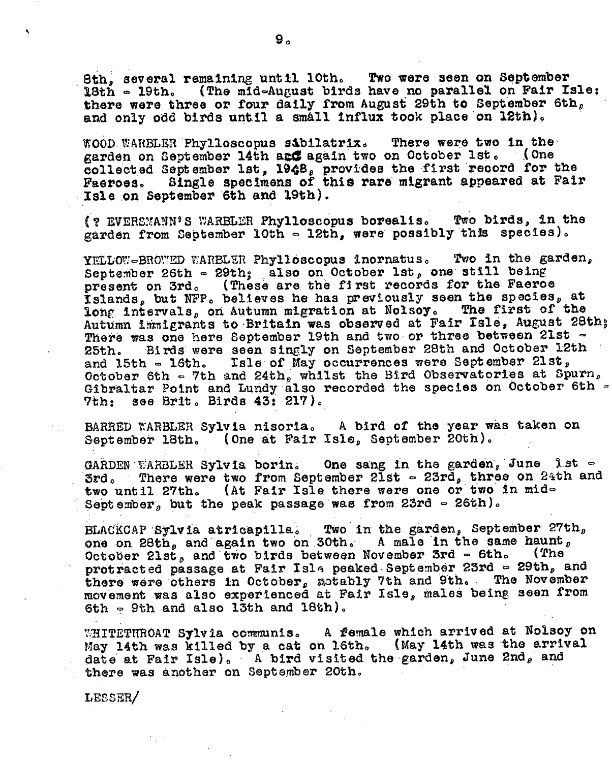8th, several remaining until 10th. Two were seen on September 18th - 19th. (The mid-August birds have no parallel on Fair Isle: there were three or four daily from August 29th to September 6th, and only odd birds until a small influx took place on 12th).

WOOD WARBLER Phylloscopus sibilatrix. There were two in the garden on September 14th and again two on October 1st. (One collected September 1st, 1948, provides the first record for the Faeroes. Single specimens of this rare migrant appeared at Fair Isle on September 6th and 19th).

(? EVERSMANN'S WARBLER Phylloscopus borealis. Two birds, in the garden from September 10th - 12th, were possibly this species).

YELLOW-BROWED WARBLER Phylloscopus inornatus. Two in the garden, September 26th - 29th; also on October 1st, one still being present on 3rd. (These are the first records for the Faeroe Islands, but NFP. believes he has previously seen the species, at long intervals, on Autumn migration at Nolsoy. The first of the Autumn immigrants to Britain was observed at Fair Isle, August 28th; There was one here September 19th and two or three between 21st - 25th. Birds were seen singly on September 28th and October 12th and 15th - 16th. Isle of May occurrences were September 21st, October 6th - 7th and 24th, whilst the Bird Observatories at Spurn, Gibraltar Point and Lundy also recorded the species on October 6th - 7th: see Brit. Birds 43: 217).

BARRED WARBLER Sylvia nisoria. A bird of the year was taken on September 18th. (One at Fair Isle, September 20th).

GARDEN WARBLER Sylvia borin. One sang in the garden, June 1st - 3rd. There were two from September 21st - 23rd, three on 24th and two until 27th. (At Fair Isle there were one or two in mid-September, but the peak passage was from 23rd - 26th).

BLACKCAP Sylvia atricapilla. Two in the garden, September 27th, one on 28th, and again two on 30th. A male in the same haunt, October 21st, and two birds between November 3rd - 6th. (The protracted passage at Fair Isle peaked September 23rd - 29th, and there were others in October, notably 7th and 9th. The November movement was also experienced at Fair Isle, males being seen from 6th - 9th and also 13th and 18th).

WHITETHROAT Sylvia communis. A female which arrived at Nolsoy on May 14th was killed by a cat on 16th. (May 14th was the arrival date at Fair Isle). A bird visited the garden, June 2nd, and there was another on September 20th.

LESSER/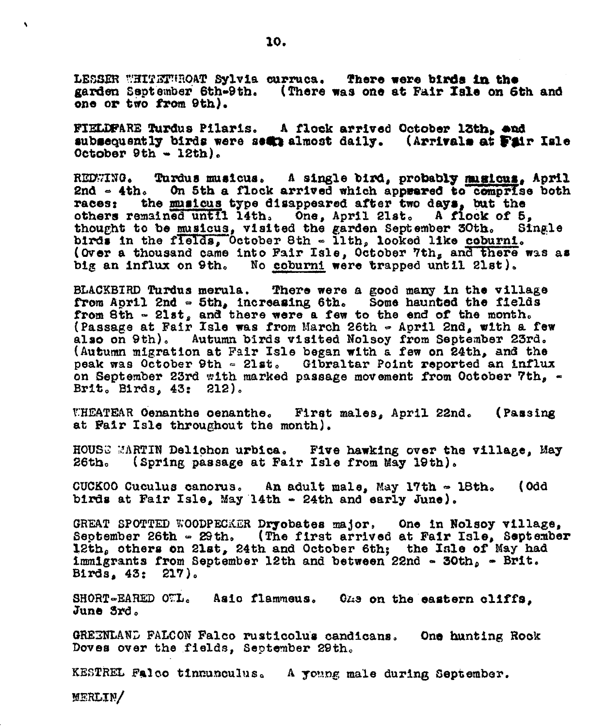LESSER WHITETHROAT Sylvia curruca. There were birds in the garden September 6th-9th. (There was one at Fair Isle on 6th and one or two from 9th).

FIELDFARE Turdus Pilaris. A flock arrived October 13th, and subsequently birds were seen almost daily. (Arrivals at Fair Isle October 9th - 12th).

REDWING. Turdus musicus. A single bird, probably musicus, April 2nd - 4th. On 5th a flock arrived which appeared to comprise both races: the musicus type disappeared after two days, but the others remained until 14th. One, April 21st. A flock of 5, thought to be musicus, visited the garden September 30th. Single birds in the fields, October 8th - 11th, looked like coburni. (Over a thousand came into Fair Isle, October 7th, and there was as big an influx on 9th. No coburni were trapped until 21st).

BLACKBIRD Turdus merula. There were a good many in the village from April 2nd - 5th, increasing 6th. Some haunted the fields from 8th - 21st, and there were a few to the end of the month. (Passage at Fair Isle was from March 26th - April 2nd, with a few also on 9th). Autumn birds visited Nolsoy from September 23rd. (Autumn migration at Fair Isle began with a few on 24th, and the peak was October 9th - 21st. Gibraltar Point reported an influx on September 23rd with marked passage movement from October 7th, - Brit. Birds, 43: 212).

WHEATEAR Oenanthe oenanthe. First males, April 22nd. (Passing at Fair Isle throughout the month).

HOUSE MARTIN Delichon urbica. Five hawking over the village, May 26th. (Spring passage at Fair Isle from May 19th).

CUCKOO Cuculus canorus. An adult male, May 17th - 18th. (Odd birds at Fair Isle, May 14th - 24th and early June).

GREAT SPOTTED WOODPECKER Dryobates major. One in Nolsoy village, September 26th - 29th. (The first arrived at Fair Isle, September 12th, others on 21st, 24th and October 6th; the Isle of May had immigrants from September 12th and between 22nd - 30th, - Brit. Birds, 43: 217).

SHORT-EARED OWL. Asio flammeus. One on the eastern cliffs, June 3rd.

GREENLAND FALCON Falco rusticolus candicans. One hunting Rock Doves over the fields, September 29th.

KESTREL Falco tinnunculus. A young male during September.

MERLIN/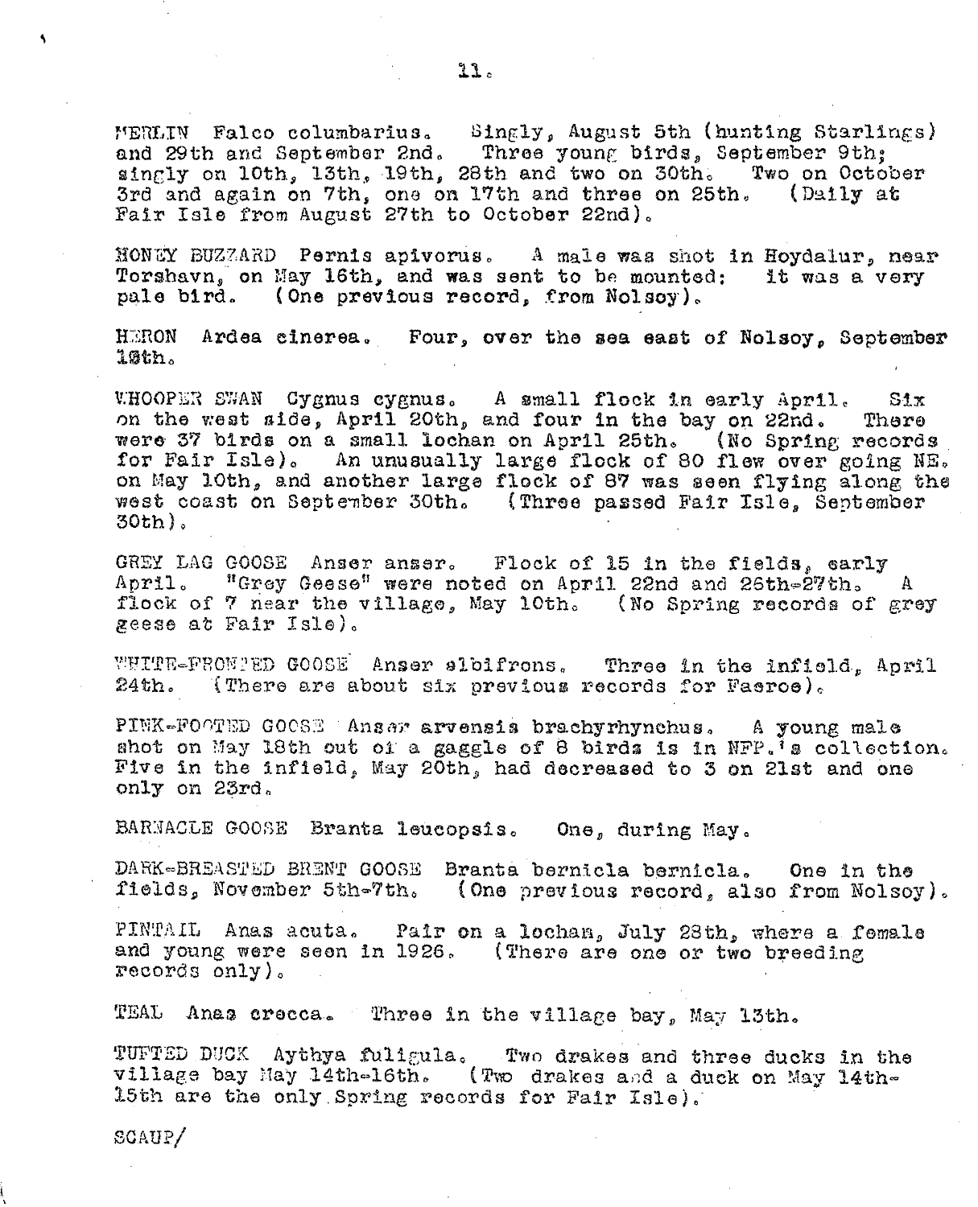MERLIN Falco columbarius. Singly, August 5th (hunting Starlings) and 29th and September 2nd. Three young birds, September 9th; singly on 10th, 13th, 19th, 28th and two on 30th. Two on October 3rd and again on 7th, one on 17th and three on 25th. (Daily at Fair Isle from August 27th to October 22nd).

HONEY BUZZARD Pernis apivorus. A male was shot in Hoydalur, near Torshavn, on May 16th, and was sent to be mounted: it was a very pale bird. (One previous record, from Nolsoy).

HERON Ardea cinerea. Four, over the sea east of Nolsoy, September 18th.

WHOOPER SWAN Cygnus cygnus. A small flock in early April. Six on the west side, April 20th, and four in the bay on 22nd. There were 37 birds on a small lochan on April 25th. (No Spring records for Fair Isle). An unusually large flock of 80 flew over going NE. on May 10th, and another large flock of 87 was seen flying along the west coast on September 30th. (Three passed Fair Isle, September 30th).

GREY LAG GOOSE Anser anser. Flock of 15 in the fields, early April. "Grey Geese" were noted on April 22nd and 26th-27th. A flock of 7 near the village, May 10th. (No Spring records of grey geese at Fair Isle).

WHITE-FRONTED GOOSE Anser albifrons. Three in the infield, April 24th. (There are about six previous records for Faeroe).

PINK-FOOTED GOOSE Anser arvensis brachyrhynchus. A young male shot on May 18th out of a gaggle of 8 birds is in NFP.'s collection. Five in the infield, May 20th, had decreased to 3 on 21st and one only on 23rd.

BARNACLE GOOSE Branta leucopsis. One, during May.

DARK-BREASTED BRENT GOOSE Branta bernicla bernicla. One in the fields, November 5th-7th. (One previous record, also from Nolsoy).

PINTAIL Anas acuta. Pair on a lochan, July 28th, where a female and young were seen in 1926. (There are one or two breeding records only).

TEAL Anas crecca. Three in the village bay, May 13th.

TUFTED DUCK Aythya fuligula. Two drakes and three ducks in the village bay May 14th-16th. (Two drakes and a duck on May 14th-15th are the only Spring records for Fair Isle).

SCAUP/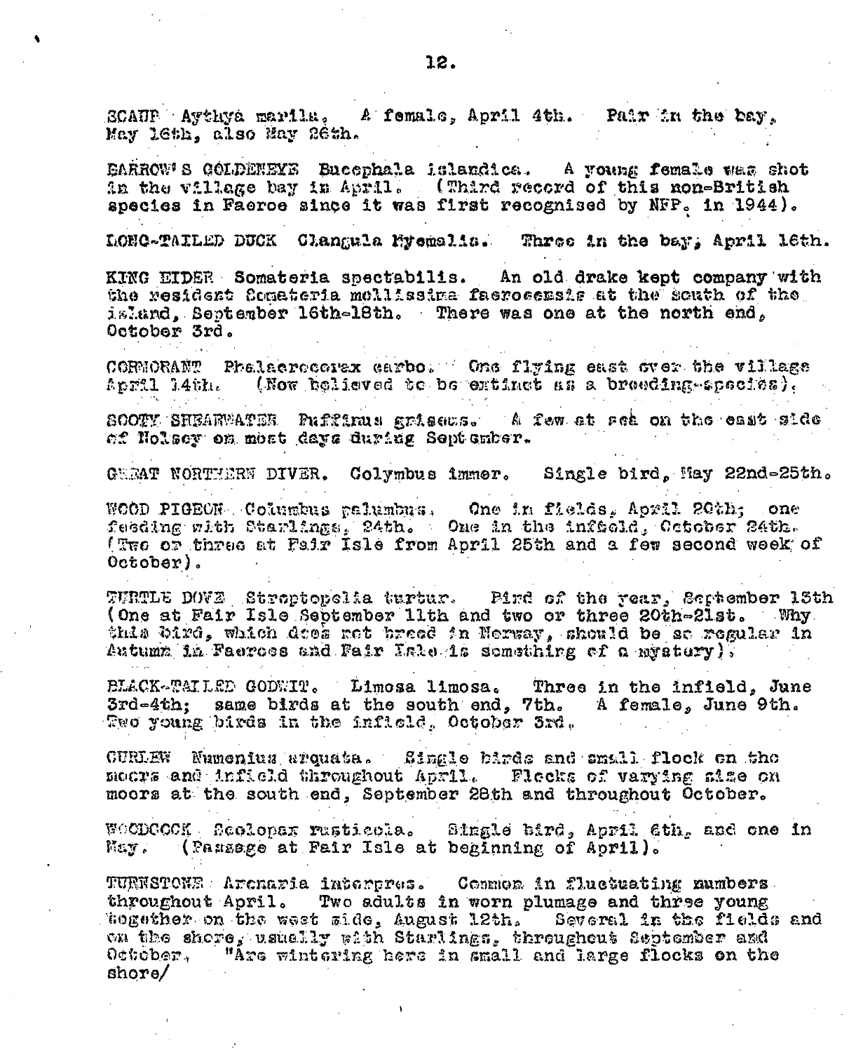SCAUP Aythya marila. A female, April 4th. Pair in the bay, May 16th, also May 26th.

BARROW'S GOLDENEYE Bucephala islandica. A young female was shot in the village bay in April. (Third record of this non-British species in Faeroe since it was first recognised by NFP. in 1944).

LONG-TAILED DUCK Clangula hyemalis. Three in the bay, April 16th.

KING EIDER Somateria spectabilis. An old drake kept company with the resident Somateria mollissima faeroeensis at the south of the island, September 16th-18th. There was one at the north end, October 3rd.

CORMORANT Phalacrocorax carbo. One flying east over the village April 14th. (Now believed to be extinct as a breeding-species).

SOOTY SHEARWATER Puffinus griseus. A few at sea on the east side of Nolsoy on most days during September.

GREAT NORTHERN DIVER. Colymbus immer. Single bird, May 22nd-25th.

WOOD PIGEON Columbus palumbus. One in fields, April 20th; one feeding with Starlings, 24th. One in the infield, October 24th. (Two or three at Fair Isle from April 25th and a few second week of October).

TURTLE DOVE Streptopelia turtur. Bird of the year, September 15th (One at Fair Isle September 11th and two or three 20th-21st. Why this bird, which does not breed in Norway, should be so regular in Autumn in Faeroes and Fair Isle is something of a mystery).

BLACK-TAILED GODWIT. Limosa limosa. Three in the infield, June 3rd-4th; same birds at the south end, 7th. A female, June 9th. Two young birds in the infield, October 3rd.

CURLEW Numenius arquata. Single birds and small flock on the moors and infield throughout April. Flocks of varying size on moors at the south end, September 28th and throughout October.

WOODCOCK Scolopax rusticola. Single bird, April 6th, and one in May. (Passage at Fair Isle at beginning of April).

TURNSTONE Arenaria interpres. Common in fluctuating numbers throughout April. Two adults in worn plumage and three young together on the west side, August 12th. Several in the fields and on the shore, usually with Starlings, throughout September and October. "Are wintering here in small and large flocks on the shore/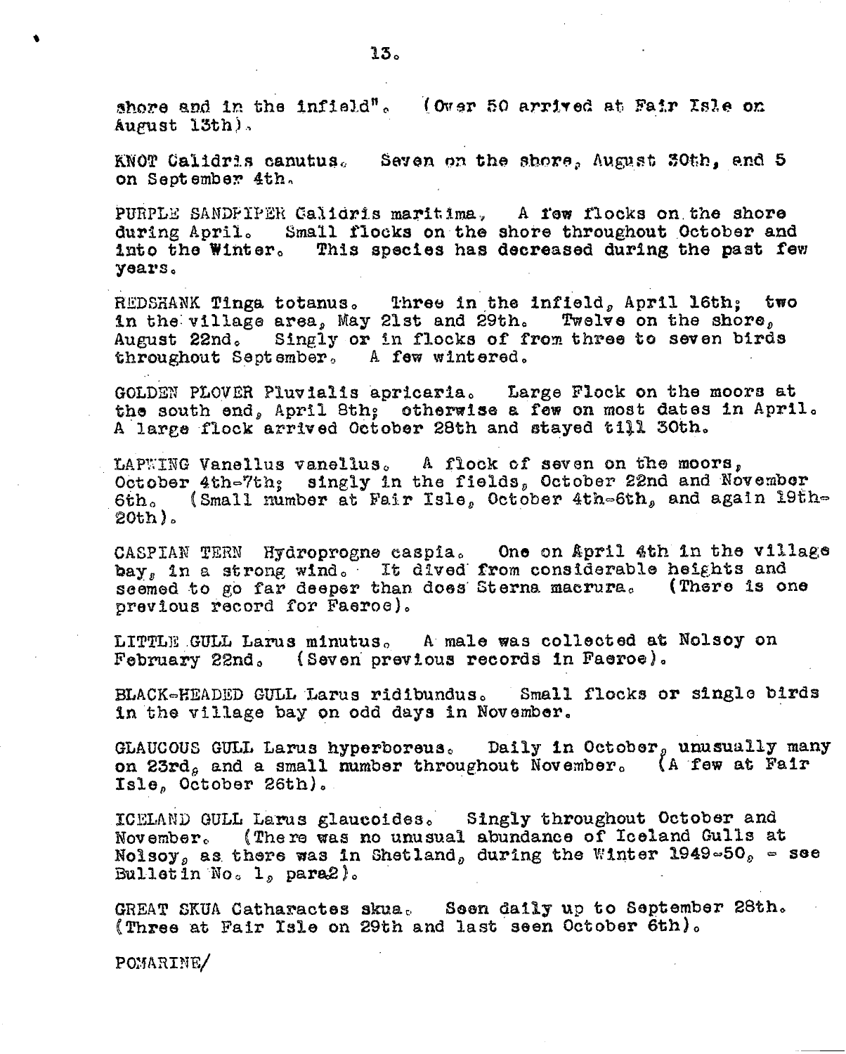shore and in the infield". (Over 50 arrived at Fair Isle on August 13th).

KNOT Calidris canutus. Seven on the shore, August 30th, and 5 on September 4th.

PURPLE SANDPIPER Calidris maritima. A few flocks on the shore during April. Small flocks on the shore throughout October and into the Winter. This species has decreased during the past few years.

REDSHANK Tinga totanus. Three in the infield, April 16th; two in the village area, May 21st and 29th. Twelve on the shore, August 22nd. Singly or in flocks of from three to seven birds throughout September. A few wintered.

GOLDEN PLOVER Pluvialis apricaria. Large Flock on the moors at the south end, April 8th; otherwise a few on most dates in April. A large flock arrived October 28th and stayed till 30th.

LAPWING Vanellus vanellus. A flock of seven on the moors, October 4th-7th; singly in the fields, October 22nd and November 6th. (Small number at Fair Isle, October 4th-6th, and again 19th-20th).

CASPIAN TERN Hydroprogne caspia. One on April 4th in the village bay, in a strong wind. It dived from considerable heights and seemed to go far deeper than does Sterna macrura. (There is one previous record for Faeroe).

LITTLE GULL Larus minutus. A male was collected at Nolsoy on February 22nd. (Seven previous records in Faeroe).

BLACK-HEADED GULL Larus ridibundus. Small flocks or single birds in the village bay on odd days in November.

GLAUCOUS GULL Larus hyperboreus. Daily in October, unusually many on 23rd, and a small number throughout November. (A few at Fair Isle, October 26th).

ICELAND GULL Larus glaucoides. Singly throughout October and November. (There was no unusual abundance of Iceland Gulls at Nolsoy, as there was in Shetland, during the Winter 1949-50, - see Bulletin No. 1, para2).

GREAT SKUA Catharactes skua. Seen daily up to September 28th. (Three at Fair Isle on 29th and last seen October 6th).

POMARINE/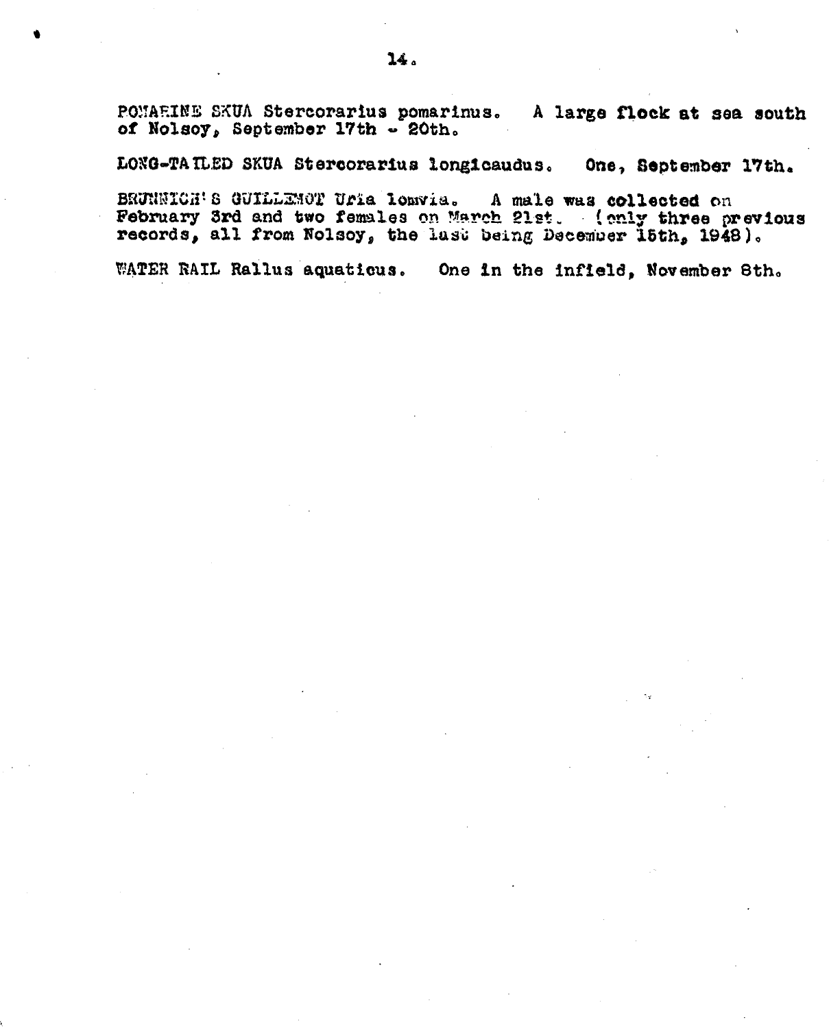POMARINE SKUA Stercorarius pomarinus. A large flock at sea south of Nolsoy, September 17th - 20th.

LONG-TAILED SKUA Stercorarius longicaudus. One, September 17th.

BRUNNICH'S GUILLEMOT Uria lomvia. A male was collected on February 3rd and two females on March 21st. (only three previous records, all from Nolsoy, the last being December 15th, 1948).

WATER RAIL Rallus aquaticus. One in the infield, November 8th.